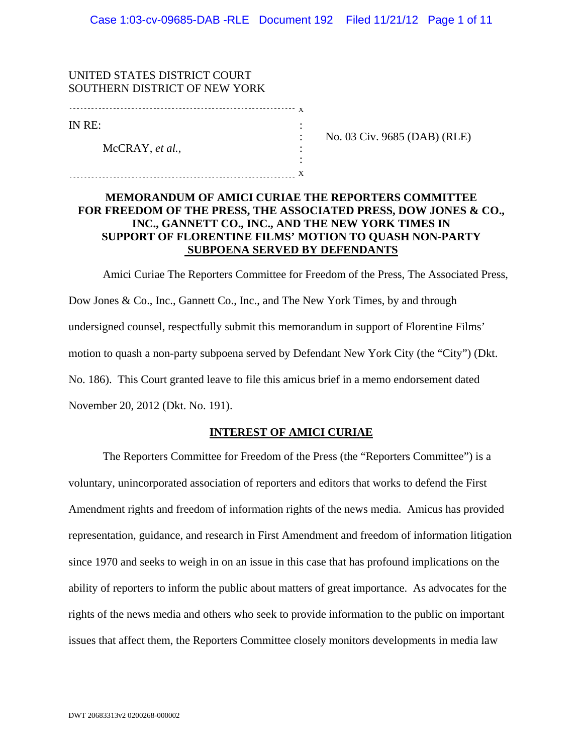UNITED STATES DISTRICT COURT
SOUTHERN DISTRICT OF NEW YORK

IN RE:

McCRAY, *et al.*,

No. 03 Civ. 9685 (DAB) (RLE)

**MEMORANDUM OF AMICI CURIAE THE REPORTERS COMMITTEE FOR FREEDOM OF THE PRESS, THE ASSOCIATED PRESS, DOW JONES & CO., INC., GANNETT CO., INC., AND THE NEW YORK TIMES IN SUPPORT OF FLORENTINE FILMS' MOTION TO QUASH NON-PARTY SUBPOENA SERVED BY DEFENDANTS**

Amici Curiae The Reporters Committee for Freedom of the Press, The Associated Press, Dow Jones & Co., Inc., Gannett Co., Inc., and The New York Times, by and through undersigned counsel, respectfully submit this memorandum in support of Florentine Films' motion to quash a non-party subpoena served by Defendant New York City (the "City") (Dkt. No. 186). This Court granted leave to file this amicus brief in a memo endorsement dated November 20, 2012 (Dkt. No. 191).

## INTEREST OF AMICI CURIAE

The Reporters Committee for Freedom of the Press (the "Reporters Committee") is a voluntary, unincorporated association of reporters and editors that works to defend the First Amendment rights and freedom of information rights of the news media. Amicus has provided representation, guidance, and research in First Amendment and freedom of information litigation since 1970 and seeks to weigh in on an issue in this case that has profound implications on the ability of reporters to inform the public about matters of great importance. As advocates for the rights of the news media and others who seek to provide information to the public on important issues that affect them, the Reporters Committee closely monitors developments in media law

DWT 20683313v2 0200268-000002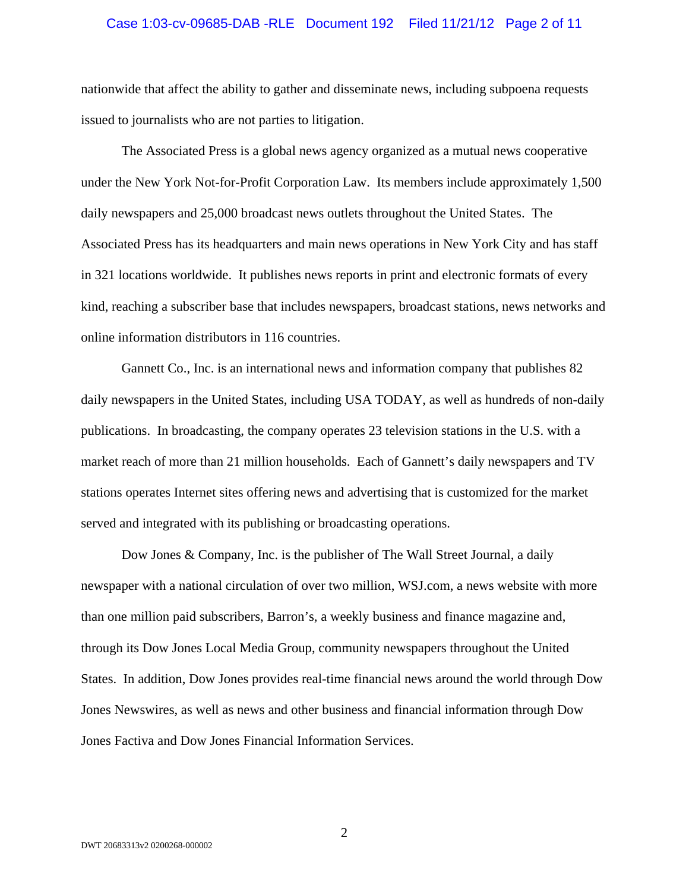nationwide that affect the ability to gather and disseminate news, including subpoena requests issued to journalists who are not parties to litigation.

The Associated Press is a global news agency organized as a mutual news cooperative under the New York Not-for-Profit Corporation Law. Its members include approximately 1,500 daily newspapers and 25,000 broadcast news outlets throughout the United States. The Associated Press has its headquarters and main news operations in New York City and has staff in 321 locations worldwide. It publishes news reports in print and electronic formats of every kind, reaching a subscriber base that includes newspapers, broadcast stations, news networks and online information distributors in 116 countries.

Gannett Co., Inc. is an international news and information company that publishes 82 daily newspapers in the United States, including USA TODAY, as well as hundreds of non-daily publications. In broadcasting, the company operates 23 television stations in the U.S. with a market reach of more than 21 million households. Each of Gannett's daily newspapers and TV stations operates Internet sites offering news and advertising that is customized for the market served and integrated with its publishing or broadcasting operations.

Dow Jones & Company, Inc. is the publisher of The Wall Street Journal, a daily newspaper with a national circulation of over two million, WSJ.com, a news website with more than one million paid subscribers, Barron's, a weekly business and finance magazine and, through its Dow Jones Local Media Group, community newspapers throughout the United States. In addition, Dow Jones provides real-time financial news around the world through Dow Jones Newswires, as well as news and other business and financial information through Dow Jones Factiva and Dow Jones Financial Information Services.

DWT 20683313v2 0200268-000002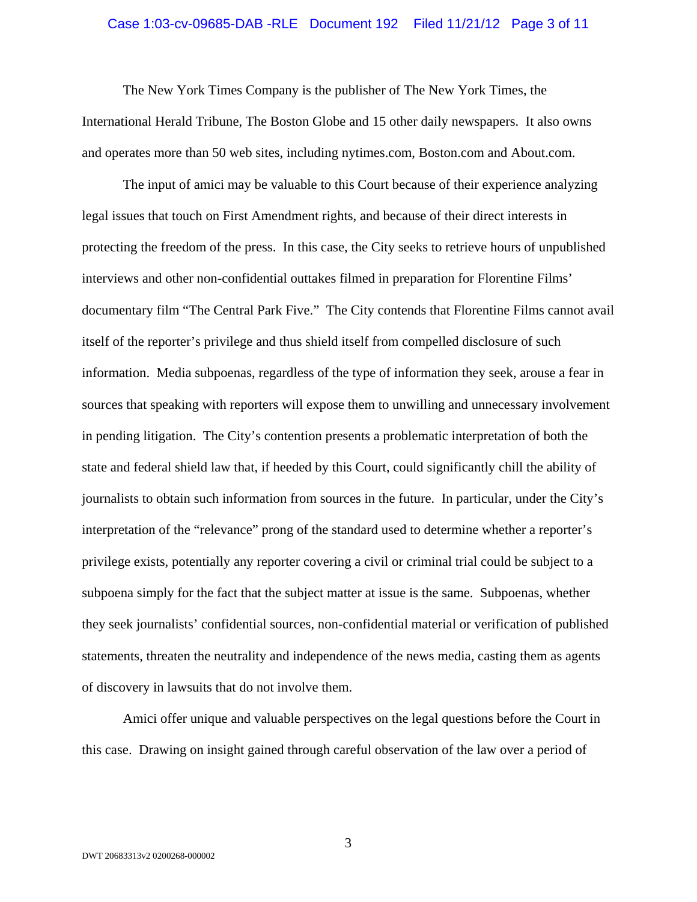The New York Times Company is the publisher of The New York Times, the International Herald Tribune, The Boston Globe and 15 other daily newspapers. It also owns and operates more than 50 web sites, including nytimes.com, Boston.com and About.com.

The input of amici may be valuable to this Court because of their experience analyzing legal issues that touch on First Amendment rights, and because of their direct interests in protecting the freedom of the press. In this case, the City seeks to retrieve hours of unpublished interviews and other non-confidential outtakes filmed in preparation for Florentine Films' documentary film "The Central Park Five." The City contends that Florentine Films cannot avail itself of the reporter's privilege and thus shield itself from compelled disclosure of such information. Media subpoenas, regardless of the type of information they seek, arouse a fear in sources that speaking with reporters will expose them to unwilling and unnecessary involvement in pending litigation. The City's contention presents a problematic interpretation of both the state and federal shield law that, if heeded by this Court, could significantly chill the ability of journalists to obtain such information from sources in the future. In particular, under the City's interpretation of the "relevance" prong of the standard used to determine whether a reporter's privilege exists, potentially any reporter covering a civil or criminal trial could be subject to a subpoena simply for the fact that the subject matter at issue is the same. Subpoenas, whether they seek journalists' confidential sources, non-confidential material or verification of published statements, threaten the neutrality and independence of the news media, casting them as agents of discovery in lawsuits that do not involve them.

Amici offer unique and valuable perspectives on the legal questions before the Court in this case. Drawing on insight gained through careful observation of the law over a period of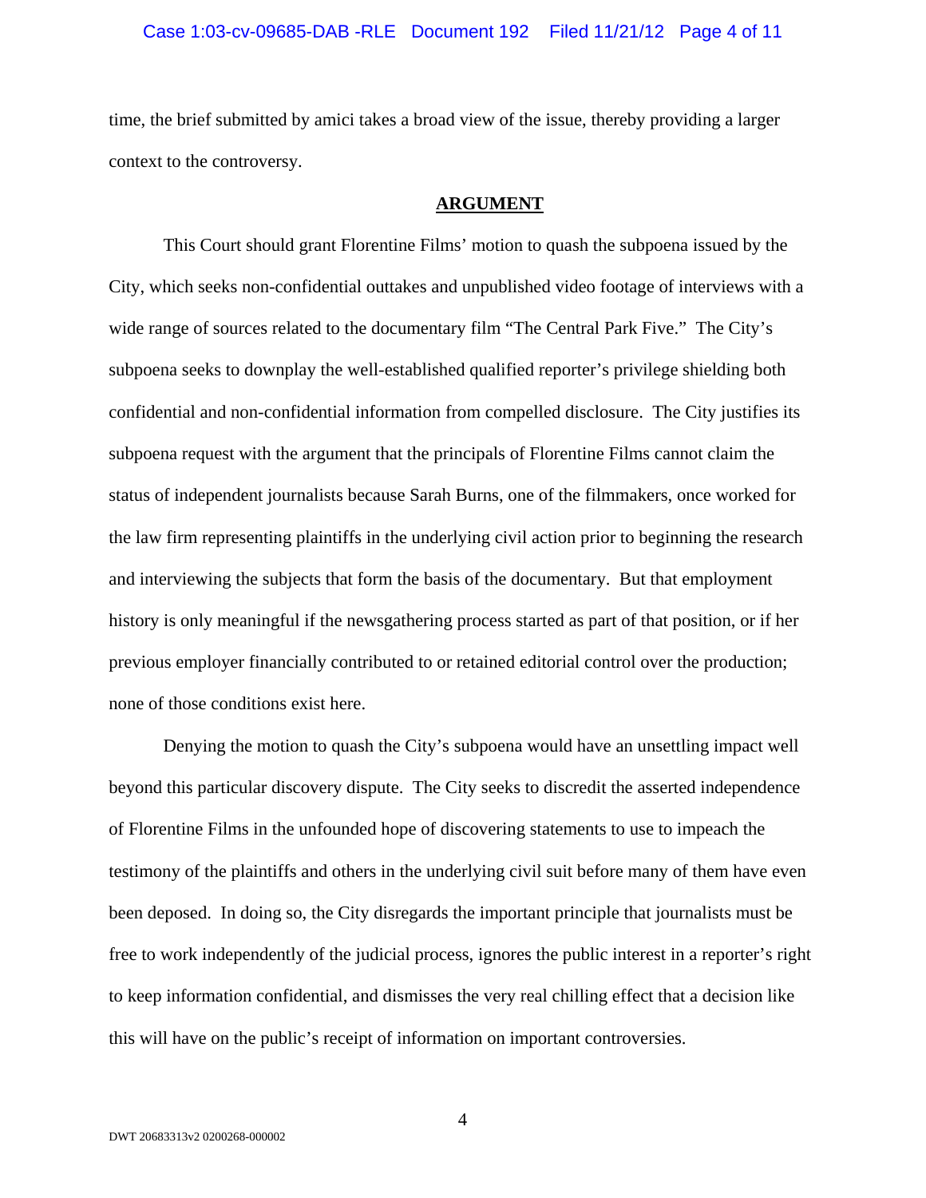time, the brief submitted by amici takes a broad view of the issue, thereby providing a larger context to the controversy.

## **ARGUMENT**

This Court should grant Florentine Films' motion to quash the subpoena issued by the City, which seeks non-confidential outtakes and unpublished video footage of interviews with a wide range of sources related to the documentary film "The Central Park Five." The City's subpoena seeks to downplay the well-established qualified reporter's privilege shielding both confidential and non-confidential information from compelled disclosure. The City justifies its subpoena request with the argument that the principals of Florentine Films cannot claim the status of independent journalists because Sarah Burns, one of the filmmakers, once worked for the law firm representing plaintiffs in the underlying civil action prior to beginning the research and interviewing the subjects that form the basis of the documentary. But that employment history is only meaningful if the newsgathering process started as part of that position, or if her previous employer financially contributed to or retained editorial control over the production; none of those conditions exist here.

Denying the motion to quash the City's subpoena would have an unsettling impact well beyond this particular discovery dispute. The City seeks to discredit the asserted independence of Florentine Films in the unfounded hope of discovering statements to use to impeach the testimony of the plaintiffs and others in the underlying civil suit before many of them have even been deposed. In doing so, the City disregards the important principle that journalists must be free to work independently of the judicial process, ignores the public interest in a reporter's right to keep information confidential, and dismisses the very real chilling effect that a decision like this will have on the public's receipt of information on important controversies.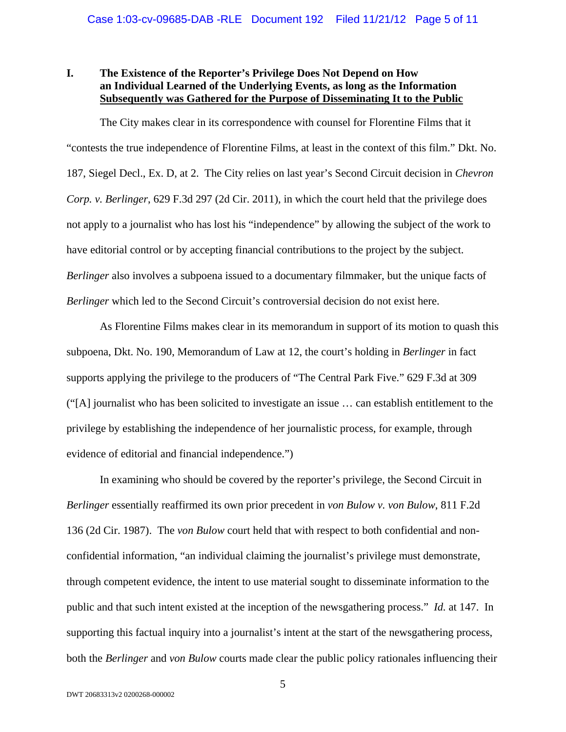## I. The Existence of the Reporter's Privilege Does Not Depend on How an Individual Learned of the Underlying Events, as long as the Information Subsequently was Gathered for the Purpose of Disseminating It to the Public

The City makes clear in its correspondence with counsel for Florentine Films that it "contests the true independence of Florentine Films, at least in the context of this film." Dkt. No. 187, Siegel Decl., Ex. D, at 2. The City relies on last year's Second Circuit decision in *Chevron Corp. v. Berlinger*, 629 F.3d 297 (2d Cir. 2011), in which the court held that the privilege does not apply to a journalist who has lost his "independence" by allowing the subject of the work to have editorial control or by accepting financial contributions to the project by the subject. *Berlinger* also involves a subpoena issued to a documentary filmmaker, but the unique facts of *Berlinger* which led to the Second Circuit's controversial decision do not exist here.

As Florentine Films makes clear in its memorandum in support of its motion to quash this subpoena, Dkt. No. 190, Memorandum of Law at 12, the court's holding in *Berlinger* in fact supports applying the privilege to the producers of "The Central Park Five." 629 F.3d at 309 ("[A] journalist who has been solicited to investigate an issue … can establish entitlement to the privilege by establishing the independence of her journalistic process, for example, through evidence of editorial and financial independence.")

In examining who should be covered by the reporter's privilege, the Second Circuit in *Berlinger* essentially reaffirmed its own prior precedent in *von Bulow v. von Bulow*, 811 F.2d 136 (2d Cir. 1987). The *von Bulow* court held that with respect to both confidential and non-confidential information, "an individual claiming the journalist's privilege must demonstrate, through competent evidence, the intent to use material sought to disseminate information to the public and that such intent existed at the inception of the newsgathering process." *Id.* at 147. In supporting this factual inquiry into a journalist's intent at the start of the newsgathering process, both the *Berlinger* and *von Bulow* courts made clear the public policy rationales influencing their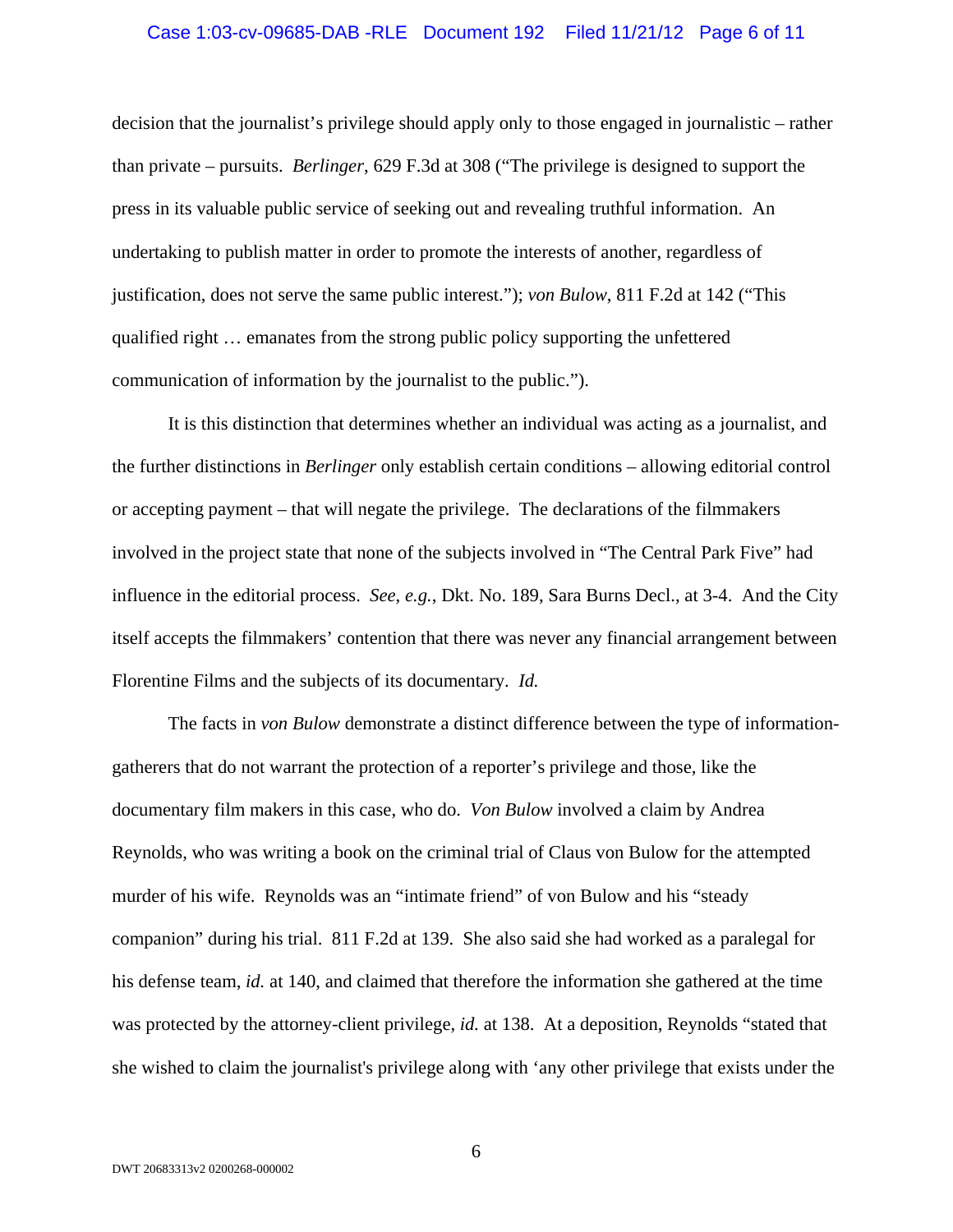decision that the journalist's privilege should apply only to those engaged in journalistic – rather than private – pursuits. *Berlinger*, 629 F.3d at 308 ("The privilege is designed to support the press in its valuable public service of seeking out and revealing truthful information. An undertaking to publish matter in order to promote the interests of another, regardless of justification, does not serve the same public interest."); *von Bulow*, 811 F.2d at 142 ("This qualified right … emanates from the strong public policy supporting the unfettered communication of information by the journalist to the public.").

It is this distinction that determines whether an individual was acting as a journalist, and the further distinctions in *Berlinger* only establish certain conditions – allowing editorial control or accepting payment – that will negate the privilege. The declarations of the filmmakers involved in the project state that none of the subjects involved in "The Central Park Five" had influence in the editorial process. *See*, *e.g.*, Dkt. No. 189, Sara Burns Decl., at 3-4. And the City itself accepts the filmmakers' contention that there was never any financial arrangement between Florentine Films and the subjects of its documentary. *Id.*

The facts in *von Bulow* demonstrate a distinct difference between the type of information-gatherers that do not warrant the protection of a reporter's privilege and those, like the documentary film makers in this case, who do. *Von Bulow* involved a claim by Andrea Reynolds, who was writing a book on the criminal trial of Claus von Bulow for the attempted murder of his wife. Reynolds was an "intimate friend" of von Bulow and his "steady companion" during his trial. 811 F.2d at 139. She also said she had worked as a paralegal for his defense team, *id.* at 140, and claimed that therefore the information she gathered at the time was protected by the attorney-client privilege, *id.* at 138. At a deposition, Reynolds "stated that she wished to claim the journalist's privilege along with 'any other privilege that exists under the

DWT 20683313v2 0200268-000002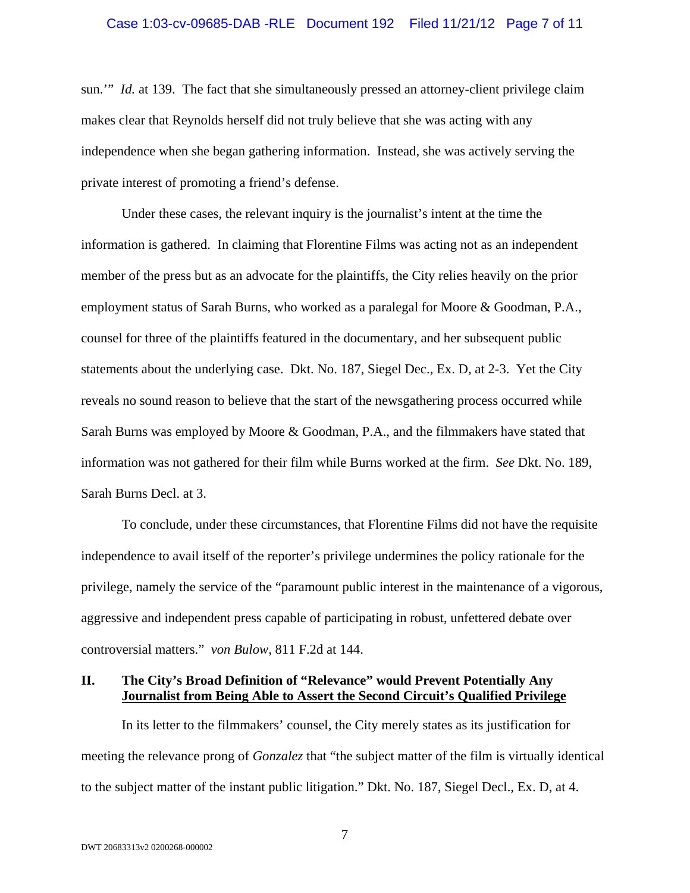sun.'" *Id.* at 139. The fact that she simultaneously pressed an attorney-client privilege claim makes clear that Reynolds herself did not truly believe that she was acting with any independence when she began gathering information. Instead, she was actively serving the private interest of promoting a friend's defense.

Under these cases, the relevant inquiry is the journalist's intent at the time the information is gathered. In claiming that Florentine Films was acting not as an independent member of the press but as an advocate for the plaintiffs, the City relies heavily on the prior employment status of Sarah Burns, who worked as a paralegal for Moore & Goodman, P.A., counsel for three of the plaintiffs featured in the documentary, and her subsequent public statements about the underlying case. Dkt. No. 187, Siegel Dec., Ex. D, at 2-3. Yet the City reveals no sound reason to believe that the start of the newsgathering process occurred while Sarah Burns was employed by Moore & Goodman, P.A., and the filmmakers have stated that information was not gathered for their film while Burns worked at the firm. *See* Dkt. No. 189, Sarah Burns Decl. at 3.

To conclude, under these circumstances, that Florentine Films did not have the requisite independence to avail itself of the reporter's privilege undermines the policy rationale for the privilege, namely the service of the "paramount public interest in the maintenance of a vigorous, aggressive and independent press capable of participating in robust, unfettered debate over controversial matters." *von Bulow*, 811 F.2d at 144.

## II. The City's Broad Definition of "Relevance" would Prevent Potentially Any Journalist from Being Able to Assert the Second Circuit's Qualified Privilege

In its letter to the filmmakers' counsel, the City merely states as its justification for meeting the relevance prong of *Gonzalez* that "the subject matter of the film is virtually identical to the subject matter of the instant public litigation." Dkt. No. 187, Siegel Decl., Ex. D, at 4.

DWT 20683313v2 0200268-000002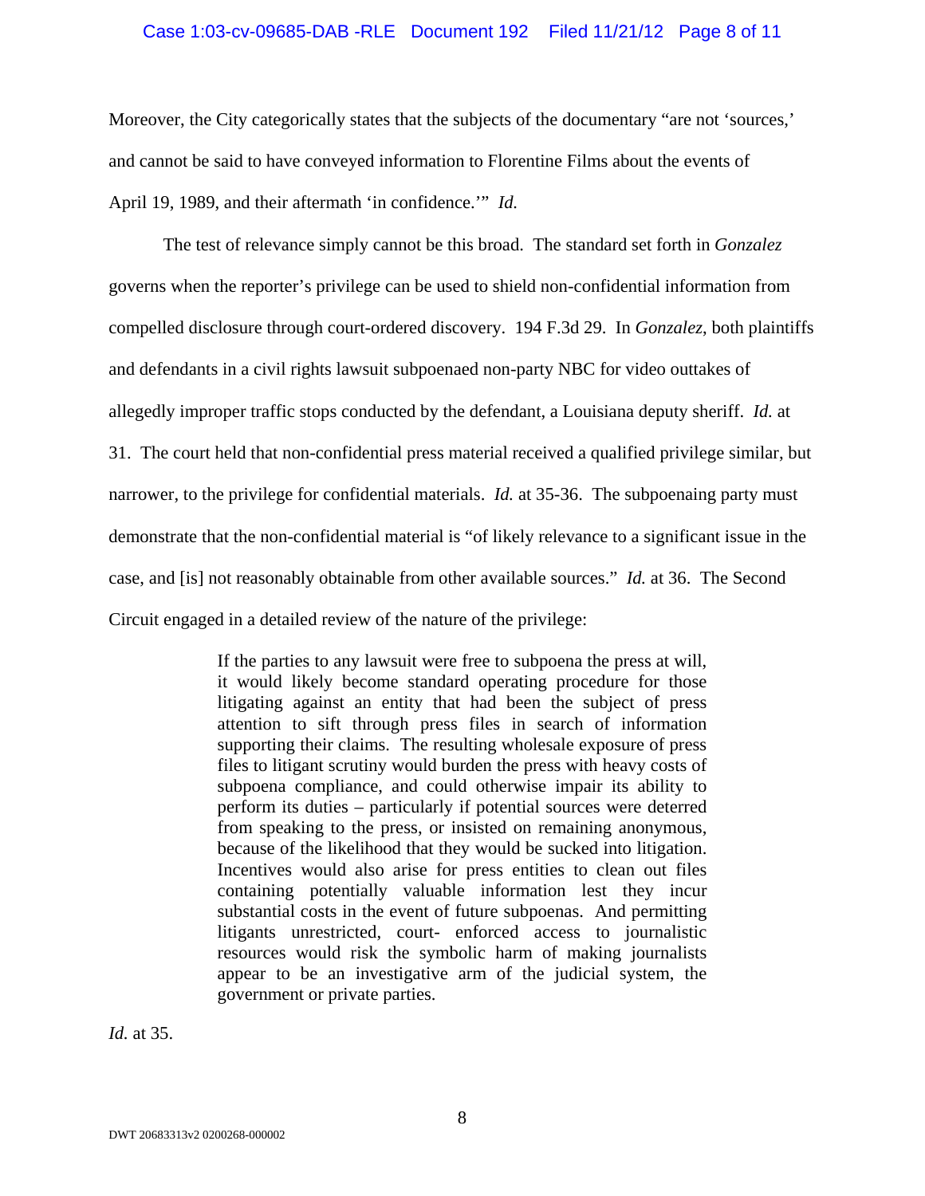Moreover, the City categorically states that the subjects of the documentary "are not 'sources,' and cannot be said to have conveyed information to Florentine Films about the events of April 19, 1989, and their aftermath 'in confidence.'" *Id.*

The test of relevance simply cannot be this broad. The standard set forth in *Gonzalez* governs when the reporter's privilege can be used to shield non-confidential information from compelled disclosure through court-ordered discovery. 194 F.3d 29. In *Gonzalez*, both plaintiffs and defendants in a civil rights lawsuit subpoenaed non-party NBC for video outtakes of allegedly improper traffic stops conducted by the defendant, a Louisiana deputy sheriff. *Id.* at 31. The court held that non-confidential press material received a qualified privilege similar, but narrower, to the privilege for confidential materials. *Id.* at 35-36. The subpoenaing party must demonstrate that the non-confidential material is "of likely relevance to a significant issue in the case, and [is] not reasonably obtainable from other available sources." *Id.* at 36. The Second Circuit engaged in a detailed review of the nature of the privilege:

> If the parties to any lawsuit were free to subpoena the press at will, it would likely become standard operating procedure for those litigating against an entity that had been the subject of press attention to sift through press files in search of information supporting their claims. The resulting wholesale exposure of press files to litigant scrutiny would burden the press with heavy costs of subpoena compliance, and could otherwise impair its ability to perform its duties – particularly if potential sources were deterred from speaking to the press, or insisted on remaining anonymous, because of the likelihood that they would be sucked into litigation. Incentives would also arise for press entities to clean out files containing potentially valuable information lest they incur substantial costs in the event of future subpoenas. And permitting litigants unrestricted, court- enforced access to journalistic resources would risk the symbolic harm of making journalists appear to be an investigative arm of the judicial system, the government or private parties.

*Id.* at 35.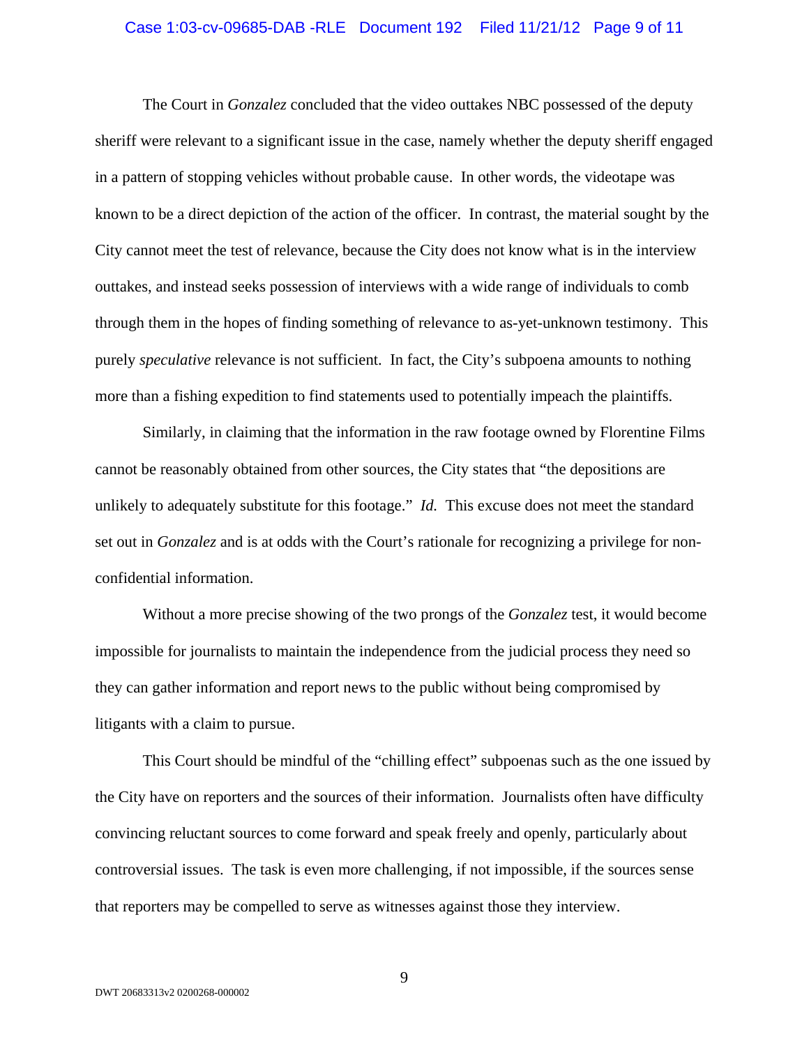The Court in *Gonzalez* concluded that the video outtakes NBC possessed of the deputy sheriff were relevant to a significant issue in the case, namely whether the deputy sheriff engaged in a pattern of stopping vehicles without probable cause. In other words, the videotape was known to be a direct depiction of the action of the officer. In contrast, the material sought by the City cannot meet the test of relevance, because the City does not know what is in the interview outtakes, and instead seeks possession of interviews with a wide range of individuals to comb through them in the hopes of finding something of relevance to as-yet-unknown testimony. This purely *speculative* relevance is not sufficient. In fact, the City's subpoena amounts to nothing more than a fishing expedition to find statements used to potentially impeach the plaintiffs.

Similarly, in claiming that the information in the raw footage owned by Florentine Films cannot be reasonably obtained from other sources, the City states that "the depositions are unlikely to adequately substitute for this footage." *Id.* This excuse does not meet the standard set out in *Gonzalez* and is at odds with the Court's rationale for recognizing a privilege for non-confidential information.

Without a more precise showing of the two prongs of the *Gonzalez* test, it would become impossible for journalists to maintain the independence from the judicial process they need so they can gather information and report news to the public without being compromised by litigants with a claim to pursue.

This Court should be mindful of the "chilling effect" subpoenas such as the one issued by the City have on reporters and the sources of their information. Journalists often have difficulty convincing reluctant sources to come forward and speak freely and openly, particularly about controversial issues. The task is even more challenging, if not impossible, if the sources sense that reporters may be compelled to serve as witnesses against those they interview.

DWT 20683313v2 0200268-000002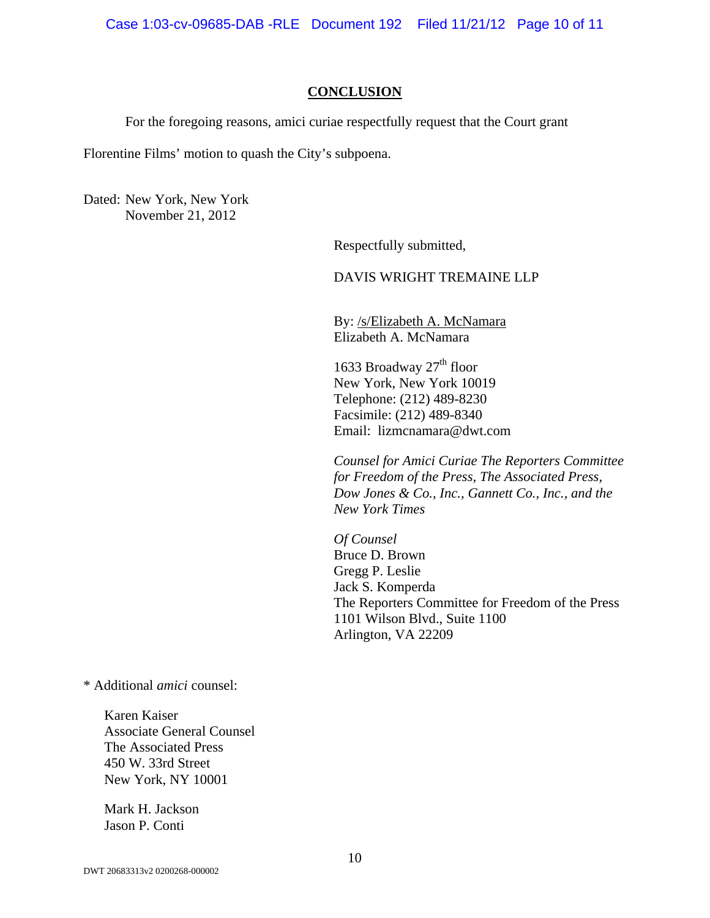## CONCLUSION

For the foregoing reasons, amici curiae respectfully request that the Court grant Florentine Films' motion to quash the City's subpoena.

Dated: New York, New York
November 21, 2012

Respectfully submitted,

DAVIS WRIGHT TREMAINE LLP

By: /s/Elizabeth A. McNamara
Elizabeth A. McNamara

1633 Broadway 27th floor
New York, New York 10019
Telephone: (212) 489-8230
Facsimile: (212) 489-8340
Email: lizmcnamara@dwt.com

*Counsel for Amici Curiae The Reporters Committee for Freedom of the Press, The Associated Press, Dow Jones & Co., Inc., Gannett Co., Inc., and the New York Times*

*Of Counsel*
Bruce D. Brown
Gregg P. Leslie
Jack S. Komperda
The Reporters Committee for Freedom of the Press
1101 Wilson Blvd., Suite 1100
Arlington, VA 22209

* Additional *amici* counsel:

Karen Kaiser
Associate General Counsel
The Associated Press
450 W. 33rd Street
New York, NY 10001

Mark H. Jackson
Jason P. Conti

DWT 20683313v2 0200268-000002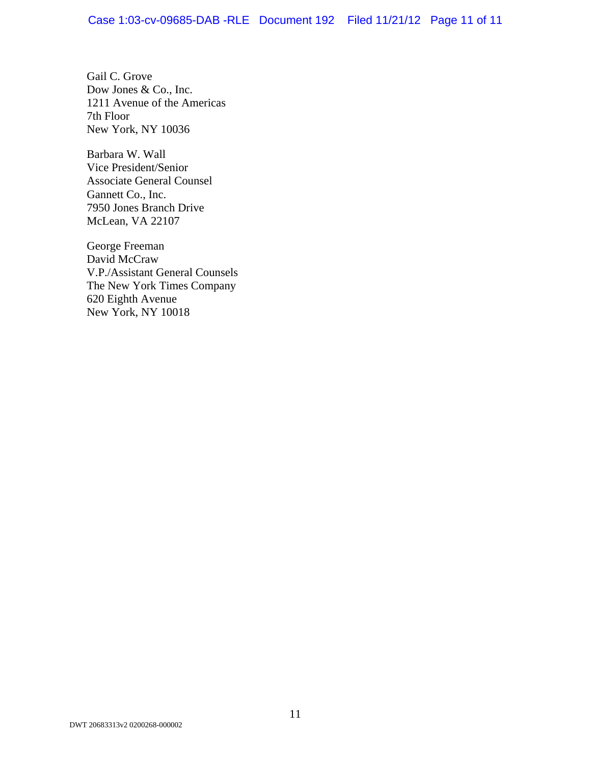Gail C. Grove
Dow Jones & Co., Inc.
1211 Avenue of the Americas
7th Floor
New York, NY 10036

Barbara W. Wall
Vice President/Senior
Associate General Counsel
Gannett Co., Inc.
7950 Jones Branch Drive
McLean, VA 22107

George Freeman
David McCraw
V.P./Assistant General Counsels
The New York Times Company
620 Eighth Avenue
New York, NY 10018

DWT 20683313v2 0200268-000002